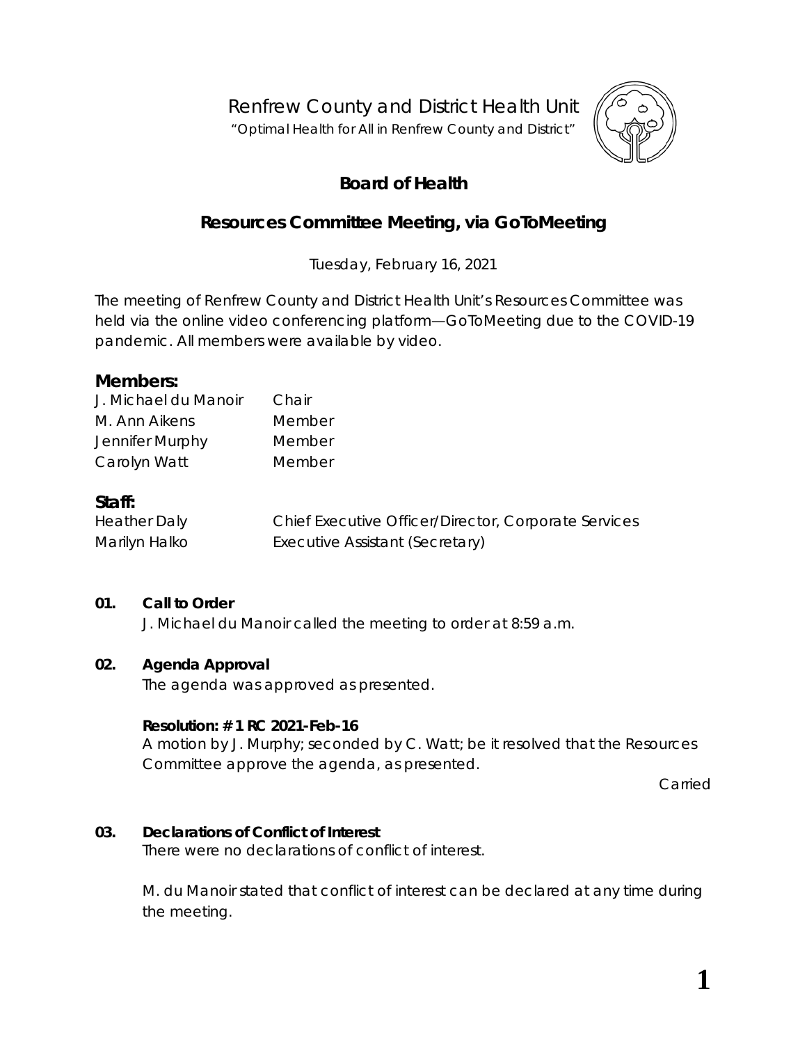Renfrew County and District Health Unit

"Optimal Health for All in Renfrew County and District"

# Board of Health

## Resources Committee Meeting, via GoToMeeting

Tuesday, February 16, 2021

The meeting of Renfrew County and District Health Unit's Resources Committee was held via the online video conferencing platform—GoToMeeting due to the COVID-19 pandemic. All members were available by video.

### Members:

| | |
|---|---|
| J. Michael du Manoir | Chair |
| M. Ann Aikens | Member |
| Jennifer Murphy | Member |
| Carolyn Watt | Member |

### Staff:

| | |
|---|---|
| Heather Daly | Chief Executive Officer/Director, Corporate Services |
| Marilyn Halko | Executive Assistant (Secretary) |

**01. Call to Order**

J. Michael du Manoir called the meeting to order at 8:59 a.m.

**02. Agenda Approval**

The agenda was approved as presented.

**Resolution: # 1 RC 2021-Feb-16**

A motion by J. Murphy; seconded by C. Watt; be it resolved that the Resources Committee approve the agenda, as presented.

Carried

**03. Declarations of Conflict of Interest**

There were no declarations of conflict of interest.

M. du Manoir stated that conflict of interest can be declared at any time during the meeting.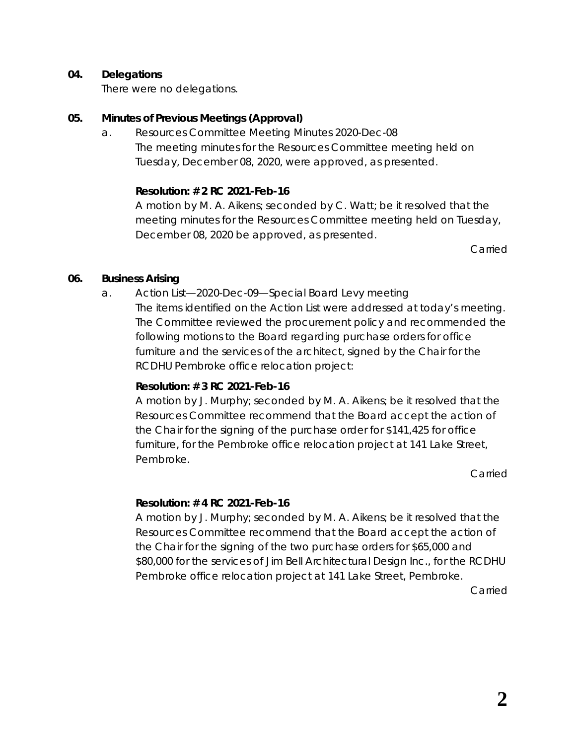**04. Delegations**

There were no delegations.

**05. Minutes of Previous Meetings (Approval)**

a. Resources Committee Meeting Minutes 2020-Dec-08

The meeting minutes for the Resources Committee meeting held on Tuesday, December 08, 2020, were approved, as presented.

**Resolution: # 2 RC 2021-Feb-16**

A motion by M. A. Aikens; seconded by C. Watt; be it resolved that the meeting minutes for the Resources Committee meeting held on Tuesday, December 08, 2020 be approved, as presented.

Carried

**06. Business Arising**

a. Action List—2020-Dec-09—Special Board Levy meeting

The items identified on the Action List were addressed at today's meeting. The Committee reviewed the procurement policy and recommended the following motions to the Board regarding purchase orders for office furniture and the services of the architect, signed by the Chair for the RCDHU Pembroke office relocation project:

**Resolution: # 3 RC 2021-Feb-16**

A motion by J. Murphy; seconded by M. A. Aikens; be it resolved that the Resources Committee recommend that the Board accept the action of the Chair for the signing of the purchase order for $141,425 for office furniture, for the Pembroke office relocation project at 141 Lake Street, Pembroke.

Carried

**Resolution: # 4 RC 2021-Feb-16**

A motion by J. Murphy; seconded by M. A. Aikens; be it resolved that the Resources Committee recommend that the Board accept the action of the Chair for the signing of the two purchase orders for $65,000 and $80,000 for the services of Jim Bell Architectural Design Inc., for the RCDHU Pembroke office relocation project at 141 Lake Street, Pembroke.

Carried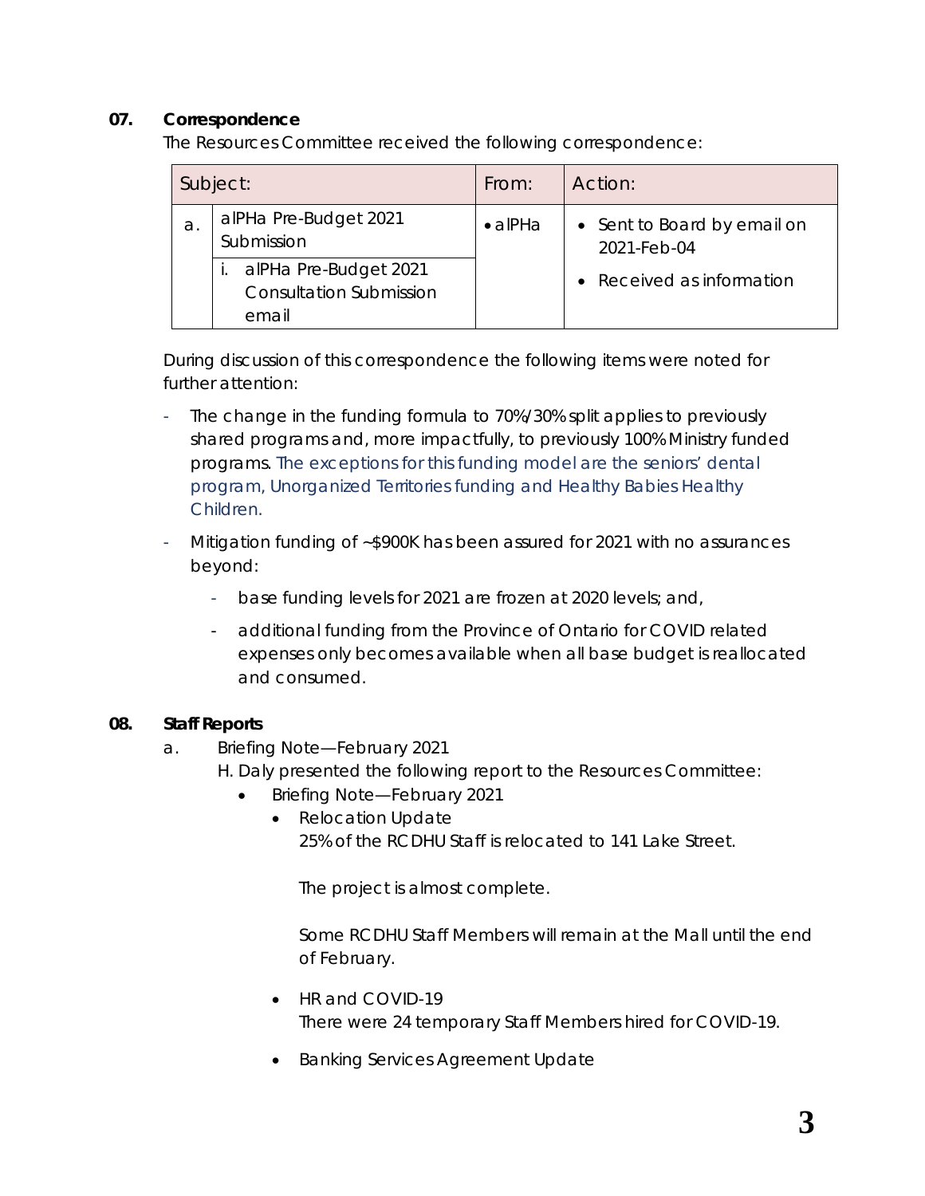## 07. Correspondence

The Resources Committee received the following correspondence:

| Subject: | | From: | Action: |
|---|---|---|---|
| a. | alPHa Pre-Budget 2021 Submission<br>i. alPHa Pre-Budget 2021 Consultation Submission email | • alPHa | • Sent to Board by email on 2021-Feb-04<br>• Received as information |

During discussion of this correspondence the following items were noted for further attention:

- The change in the funding formula to 70%/30% split applies to previously shared programs and, more impactfully, to previously 100% Ministry funded programs. The exceptions for this funding model are the seniors' dental program, Unorganized Territories funding and Healthy Babies Healthy Children.
- Mitigation funding of ~$900K has been assured for 2021 with no assurances beyond:
  - base funding levels for 2021 are frozen at 2020 levels; and,
  - additional funding from the Province of Ontario for COVID related expenses only becomes available when all base budget is reallocated and consumed.

## 08. Staff Reports

a. Briefing Note—February 2021

H. Daly presented the following report to the Resources Committee:

- Briefing Note—February 2021
  - Relocation Update

    25% of the RCDHU Staff is relocated to 141 Lake Street.

    The project is almost complete.

    Some RCDHU Staff Members will remain at the Mall until the end of February.
  - HR and COVID-19

    There were 24 temporary Staff Members hired for COVID-19.
  - Banking Services Agreement Update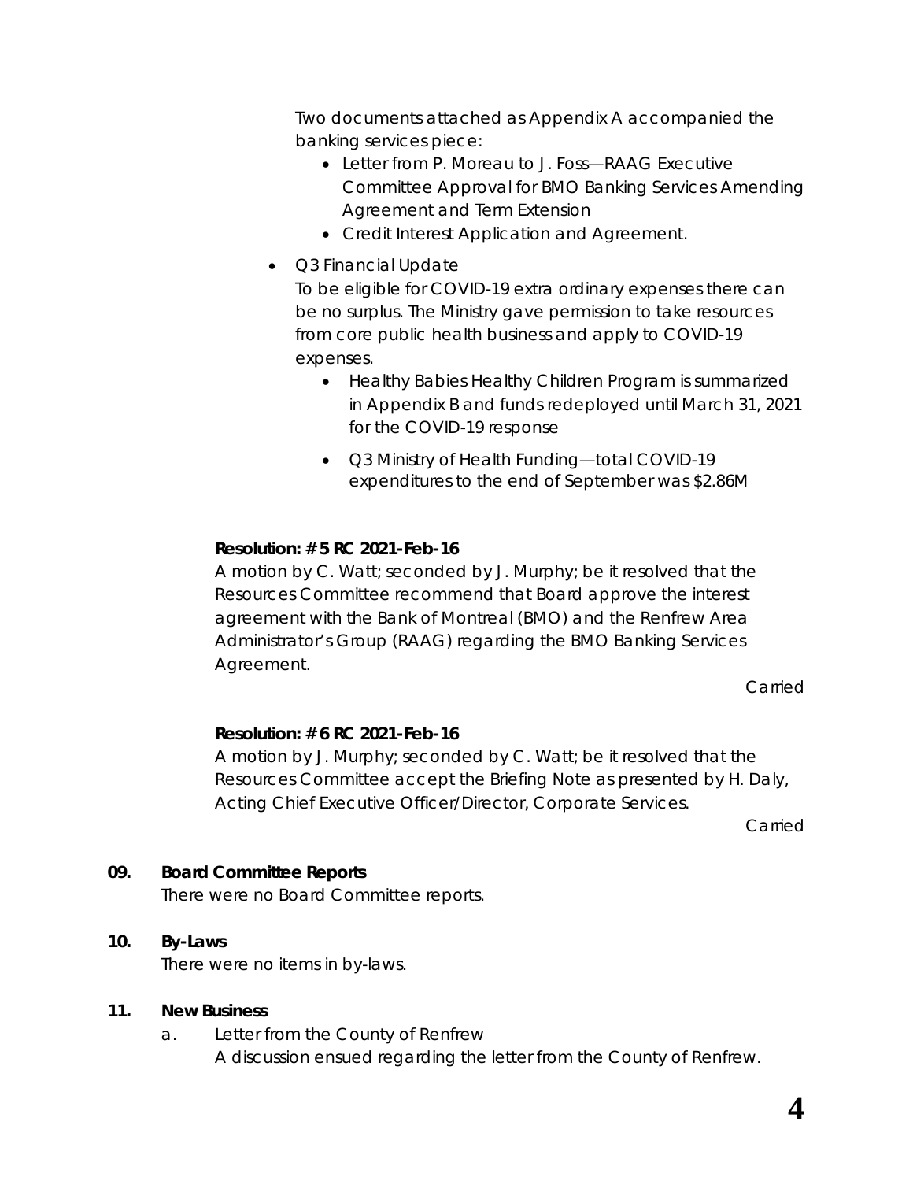Two documents attached as Appendix A accompanied the banking services piece:

- Letter from P. Moreau to J. Foss—RAAG Executive Committee Approval for BMO Banking Services Amending Agreement and Term Extension
- Credit Interest Application and Agreement.

- Q3 Financial Update
  To be eligible for COVID-19 extra ordinary expenses there can be no surplus. The Ministry gave permission to take resources from core public health business and apply to COVID-19 expenses.
  - Healthy Babies Healthy Children Program is summarized in Appendix B and funds redeployed until March 31, 2021 for the COVID-19 response
  - Q3 Ministry of Health Funding—total COVID-19 expenditures to the end of September was $2.86M

**Resolution: # 5 RC 2021-Feb-16**
A motion by C. Watt; seconded by J. Murphy; be it resolved that the Resources Committee recommend that Board approve the interest agreement with the Bank of Montreal (BMO) and the Renfrew Area Administrator's Group (RAAG) regarding the BMO Banking Services Agreement.

Carried

**Resolution: # 6 RC 2021-Feb-16**
A motion by J. Murphy; seconded by C. Watt; be it resolved that the Resources Committee accept the Briefing Note as presented by H. Daly, Acting Chief Executive Officer/Director, Corporate Services.

Carried

**09. Board Committee Reports**
There were no Board Committee reports.

**10. By-Laws**
There were no items in by-laws.

**11. New Business**

a. Letter from the County of Renfrew
A discussion ensued regarding the letter from the County of Renfrew.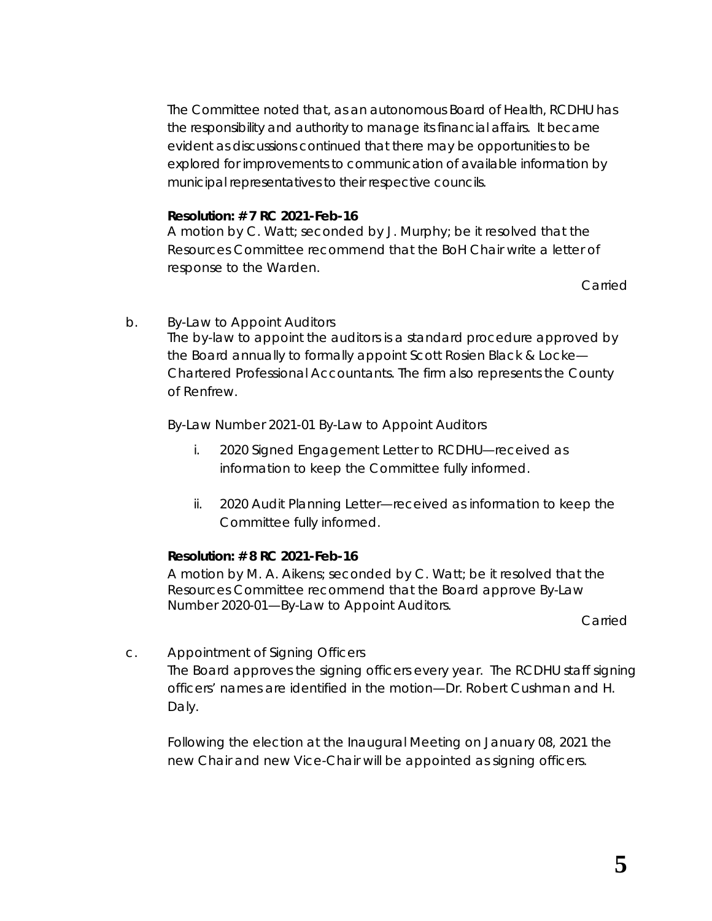The Committee noted that, as an autonomous Board of Health, RCDHU has the responsibility and authority to manage its financial affairs. It became evident as discussions continued that there may be opportunities to be explored for improvements to communication of available information by municipal representatives to their respective councils.

**Resolution: # 7 RC 2021-Feb-16**
A motion by C. Watt; seconded by J. Murphy; be it resolved that the Resources Committee recommend that the BoH Chair write a letter of response to the Warden.

Carried

b. By-Law to Appoint Auditors
The by-law to appoint the auditors is a standard procedure approved by the Board annually to formally appoint Scott Rosien Black & Locke—Chartered Professional Accountants. The firm also represents the County of Renfrew.

By-Law Number 2021-01 By-Law to Appoint Auditors

i. 2020 Signed Engagement Letter to RCDHU—received as information to keep the Committee fully informed.

ii. 2020 Audit Planning Letter—received as information to keep the Committee fully informed.

**Resolution: # 8 RC 2021-Feb-16**
A motion by M. A. Aikens; seconded by C. Watt; be it resolved that the Resources Committee recommend that the Board approve By-Law Number 2020-01—By-Law to Appoint Auditors.

Carried

c. Appointment of Signing Officers
The Board approves the signing officers every year. The RCDHU staff signing officers' names are identified in the motion—Dr. Robert Cushman and H. Daly.

Following the election at the Inaugural Meeting on January 08, 2021 the new Chair and new Vice-Chair will be appointed as signing officers.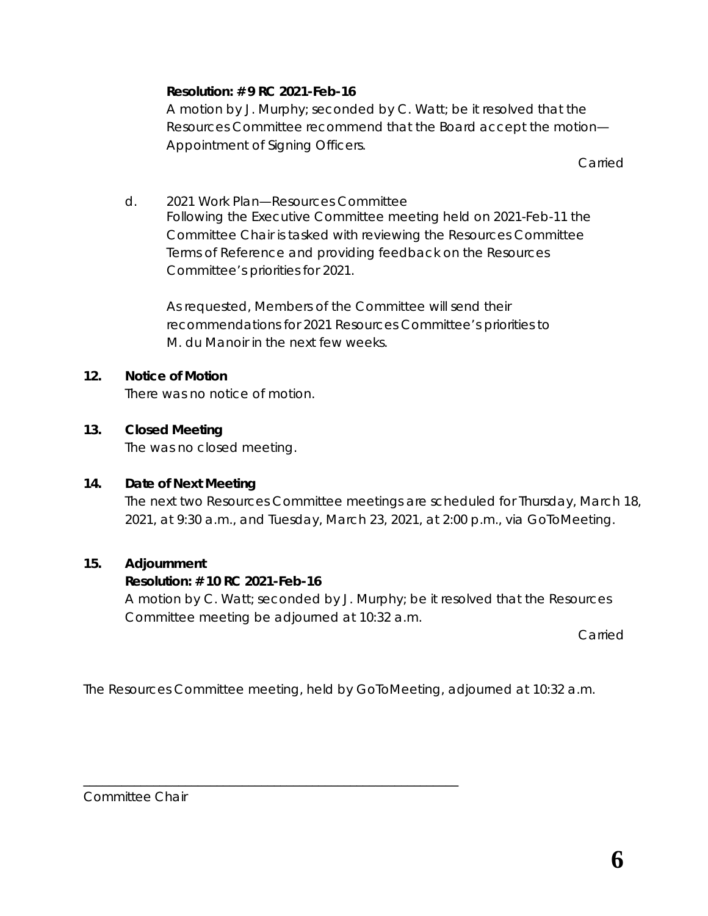**Resolution: # 9 RC 2021-Feb-16**

A motion by J. Murphy; seconded by C. Watt; be it resolved that the Resources Committee recommend that the Board accept the motion—Appointment of Signing Officers.

Carried

d. 2021 Work Plan—Resources Committee

Following the Executive Committee meeting held on 2021-Feb-11 the Committee Chair is tasked with reviewing the Resources Committee Terms of Reference and providing feedback on the Resources Committee's priorities for 2021.

As requested, Members of the Committee will send their recommendations for 2021 Resources Committee's priorities to M. du Manoir in the next few weeks.

**12. Notice of Motion**

There was no notice of motion.

**13. Closed Meeting**

The was no closed meeting.

**14. Date of Next Meeting**

The next two Resources Committee meetings are scheduled for Thursday, March 18, 2021, at 9:30 a.m., and Tuesday, March 23, 2021, at 2:00 p.m., via GoToMeeting.

**15. Adjournment**

**Resolution: # 10 RC 2021-Feb-16**

A motion by C. Watt; seconded by J. Murphy; be it resolved that the Resources Committee meeting be adjourned at 10:32 a.m.

Carried

The Resources Committee meeting, held by GoToMeeting, adjourned at 10:32 a.m.

\_\_\_\_\_\_\_\_\_\_\_\_\_\_\_\_\_\_\_\_\_\_\_\_\_\_\_\_\_\_\_\_\_\_\_\_\_\_\_\_\_\_\_\_\_\_\_\_\_\_\_

Committee Chair